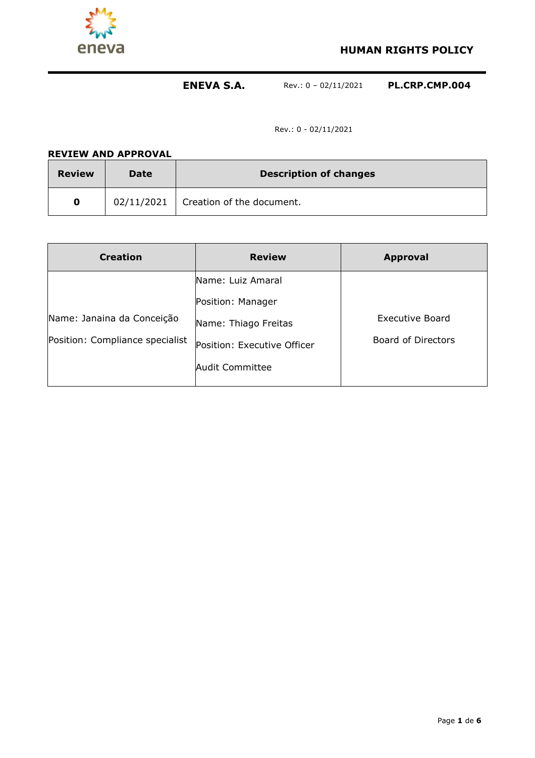# HUMAN RIGHTS POLICY

**ENEVA S.A.** Rev.: 0 – 02/11/2021 **PL.CRP.CMP.004**

Rev.: 0 - 02/11/2021

**REVIEW AND APPROVAL**

| Review | Date | Description of changes |
|---|---|---|
| **0** | 02/11/2021 | Creation of the document. |

| Creation | Review | Approval |
|---|---|---|
| Name: Janaina da Conceição<br>Position: Compliance specialist | Name: Luiz Amaral<br>Position: Manager<br>Name: Thiago Freitas<br>Position: Executive Officer<br>Audit Committee | Executive Board<br>Board of Directors |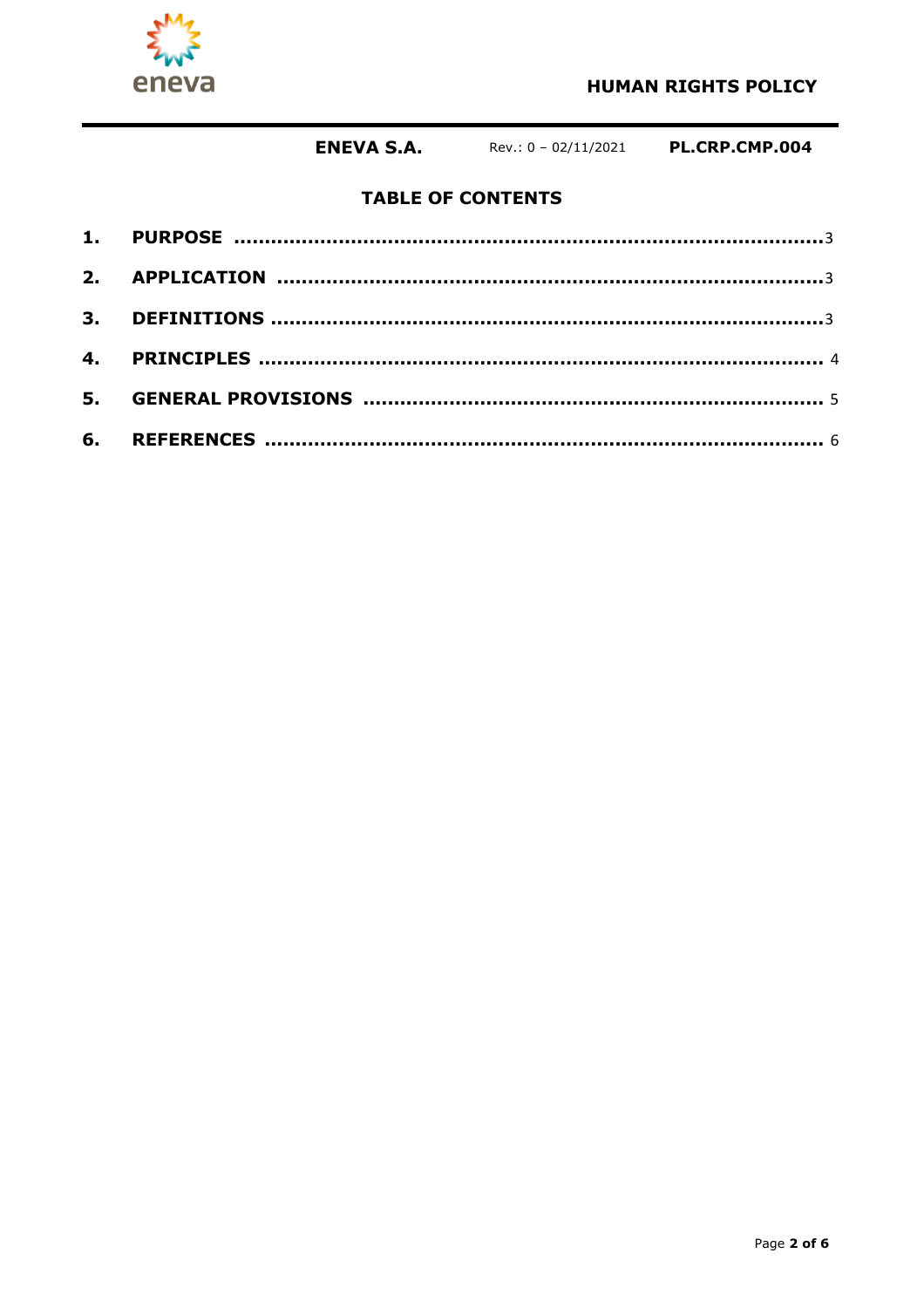**ENEVA S.A.** Rev.: 0 – 02/11/2021 **PL.CRP.CMP.004**

## TABLE OF CONTENTS

1. **PURPOSE** ........ 3
2. **APPLICATION** ........ 3
3. **DEFINITIONS** ........ 3
4. **PRINCIPLES** ........ 4
5. **GENERAL PROVISIONS** ........ 5
6. **REFERENCES** ........ 6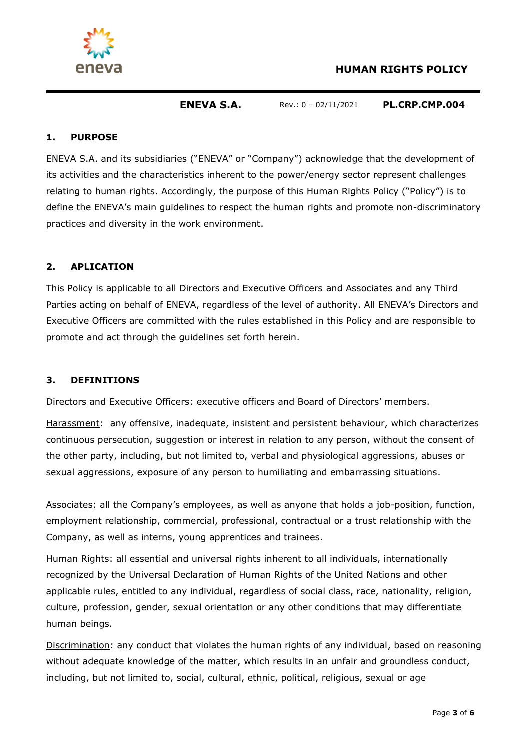## 1. PURPOSE

ENEVA S.A. and its subsidiaries ("ENEVA" or "Company") acknowledge that the development of its activities and the characteristics inherent to the power/energy sector represent challenges relating to human rights. Accordingly, the purpose of this Human Rights Policy ("Policy") is to define the ENEVA's main guidelines to respect the human rights and promote non-discriminatory practices and diversity in the work environment.

## 2. APLICATION

This Policy is applicable to all Directors and Executive Officers and Associates and any Third Parties acting on behalf of ENEVA, regardless of the level of authority. All ENEVA's Directors and Executive Officers are committed with the rules established in this Policy and are responsible to promote and act through the guidelines set forth herein.

## 3. DEFINITIONS

Directors and Executive Officers: executive officers and Board of Directors' members.

Harassment: any offensive, inadequate, insistent and persistent behaviour, which characterizes continuous persecution, suggestion or interest in relation to any person, without the consent of the other party, including, but not limited to, verbal and physiological aggressions, abuses or sexual aggressions, exposure of any person to humiliating and embarrassing situations.

Associates: all the Company's employees, as well as anyone that holds a job-position, function, employment relationship, commercial, professional, contractual or a trust relationship with the Company, as well as interns, young apprentices and trainees.

Human Rights: all essential and universal rights inherent to all individuals, internationally recognized by the Universal Declaration of Human Rights of the United Nations and other applicable rules, entitled to any individual, regardless of social class, race, nationality, religion, culture, profession, gender, sexual orientation or any other conditions that may differentiate human beings.

Discrimination: any conduct that violates the human rights of any individual, based on reasoning without adequate knowledge of the matter, which results in an unfair and groundless conduct, including, but not limited to, social, cultural, ethnic, political, religious, sexual or age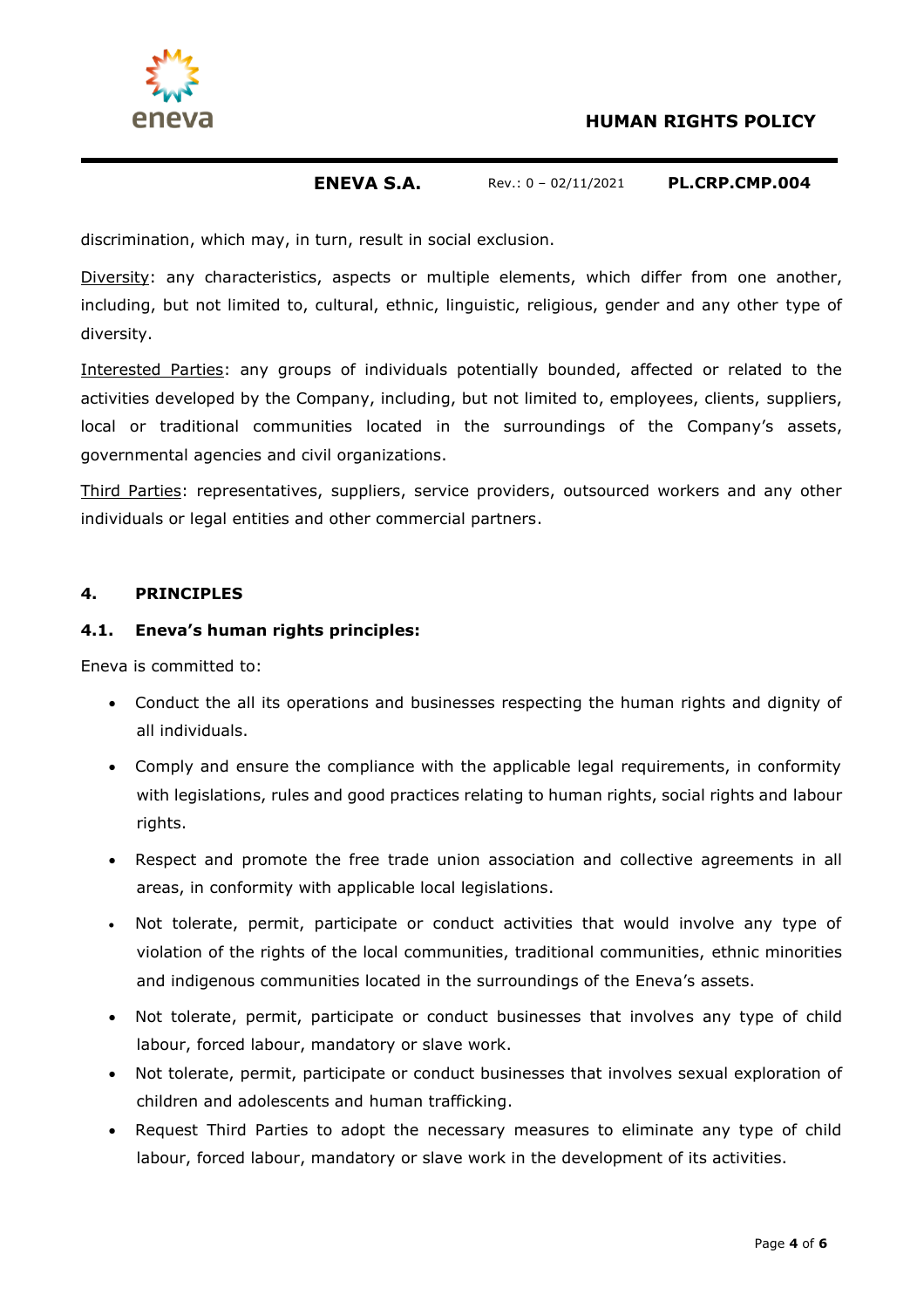discrimination, which may, in turn, result in social exclusion.

Diversity: any characteristics, aspects or multiple elements, which differ from one another, including, but not limited to, cultural, ethnic, linguistic, religious, gender and any other type of diversity.

Interested Parties: any groups of individuals potentially bounded, affected or related to the activities developed by the Company, including, but not limited to, employees, clients, suppliers, local or traditional communities located in the surroundings of the Company's assets, governmental agencies and civil organizations.

Third Parties: representatives, suppliers, service providers, outsourced workers and any other individuals or legal entities and other commercial partners.

## 4. PRINCIPLES

### 4.1. Eneva's human rights principles:

Eneva is committed to:

- Conduct the all its operations and businesses respecting the human rights and dignity of all individuals.
- Comply and ensure the compliance with the applicable legal requirements, in conformity with legislations, rules and good practices relating to human rights, social rights and labour rights.
- Respect and promote the free trade union association and collective agreements in all areas, in conformity with applicable local legislations.
- Not tolerate, permit, participate or conduct activities that would involve any type of violation of the rights of the local communities, traditional communities, ethnic minorities and indigenous communities located in the surroundings of the Eneva's assets.
- Not tolerate, permit, participate or conduct businesses that involves any type of child labour, forced labour, mandatory or slave work.
- Not tolerate, permit, participate or conduct businesses that involves sexual exploration of children and adolescents and human trafficking.
- Request Third Parties to adopt the necessary measures to eliminate any type of child labour, forced labour, mandatory or slave work in the development of its activities.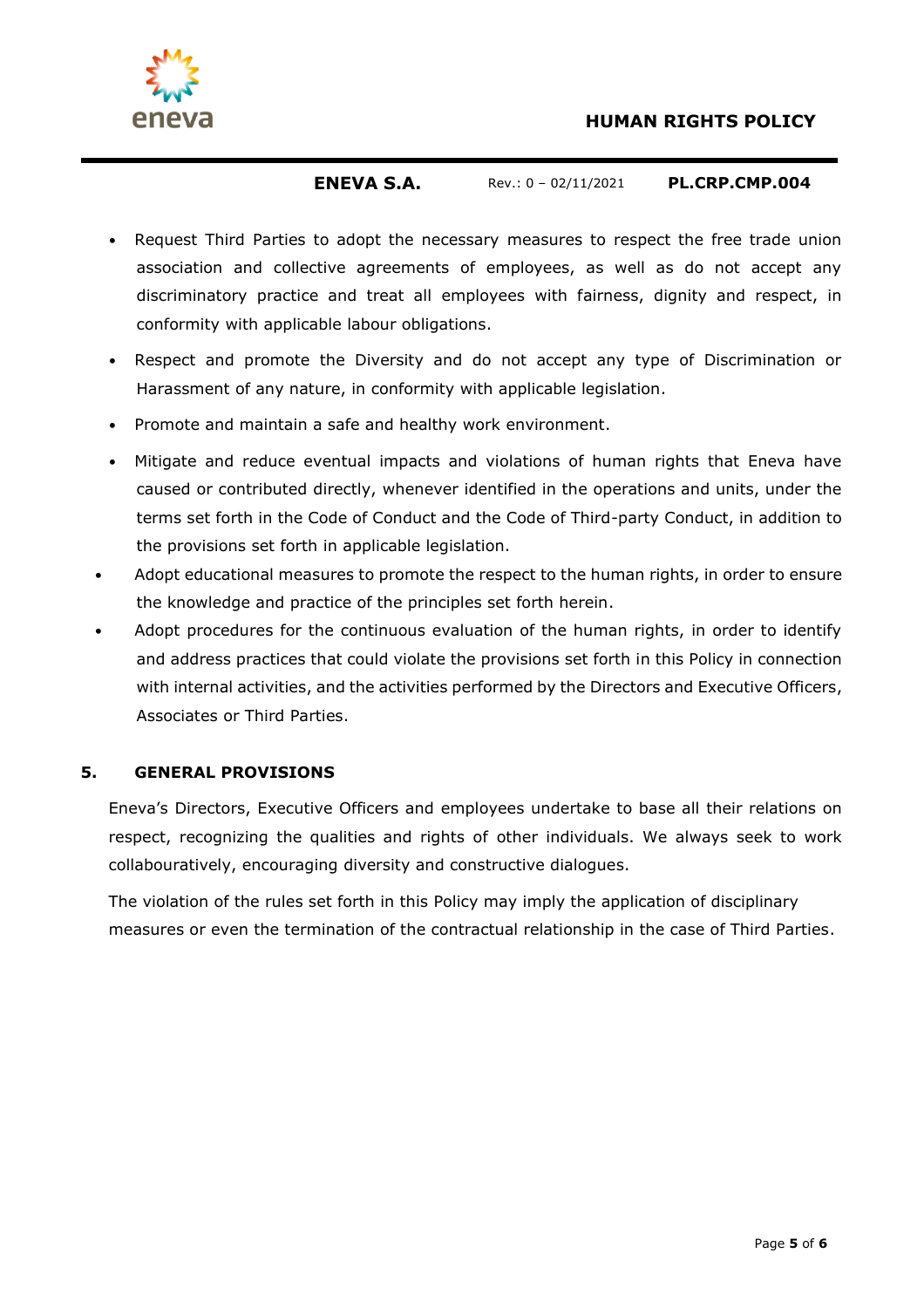- Request Third Parties to adopt the necessary measures to respect the free trade union association and collective agreements of employees, as well as do not accept any discriminatory practice and treat all employees with fairness, dignity and respect, in conformity with applicable labour obligations.
- Respect and promote the Diversity and do not accept any type of Discrimination or Harassment of any nature, in conformity with applicable legislation.
- Promote and maintain a safe and healthy work environment.
- Mitigate and reduce eventual impacts and violations of human rights that Eneva have caused or contributed directly, whenever identified in the operations and units, under the terms set forth in the Code of Conduct and the Code of Third-party Conduct, in addition to the provisions set forth in applicable legislation.
- Adopt educational measures to promote the respect to the human rights, in order to ensure the knowledge and practice of the principles set forth herein.
- Adopt procedures for the continuous evaluation of the human rights, in order to identify and address practices that could violate the provisions set forth in this Policy in connection with internal activities, and the activities performed by the Directors and Executive Officers, Associates or Third Parties.

## 5. GENERAL PROVISIONS

Eneva's Directors, Executive Officers and employees undertake to base all their relations on respect, recognizing the qualities and rights of other individuals. We always seek to work collabouratively, encouraging diversity and constructive dialogues.

The violation of the rules set forth in this Policy may imply the application of disciplinary measures or even the termination of the contractual relationship in the case of Third Parties.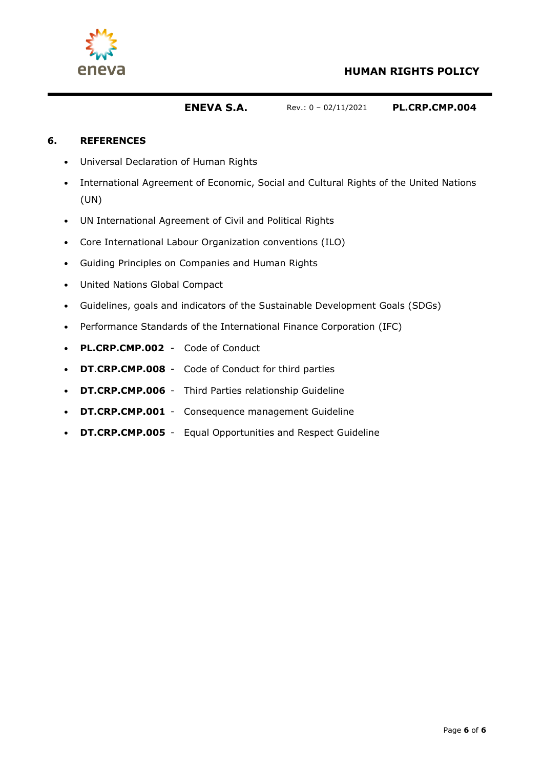## 6. REFERENCES

- Universal Declaration of Human Rights
- International Agreement of Economic, Social and Cultural Rights of the United Nations (UN)
- UN International Agreement of Civil and Political Rights
- Core International Labour Organization conventions (ILO)
- Guiding Principles on Companies and Human Rights
- United Nations Global Compact
- Guidelines, goals and indicators of the Sustainable Development Goals (SDGs)
- Performance Standards of the International Finance Corporation (IFC)
- **PL.CRP.CMP.002** - Code of Conduct
- **DT.CRP.CMP.008** - Code of Conduct for third parties
- **DT.CRP.CMP.006** - Third Parties relationship Guideline
- **DT.CRP.CMP.001** - Consequence management Guideline
- **DT.CRP.CMP.005** - Equal Opportunities and Respect Guideline